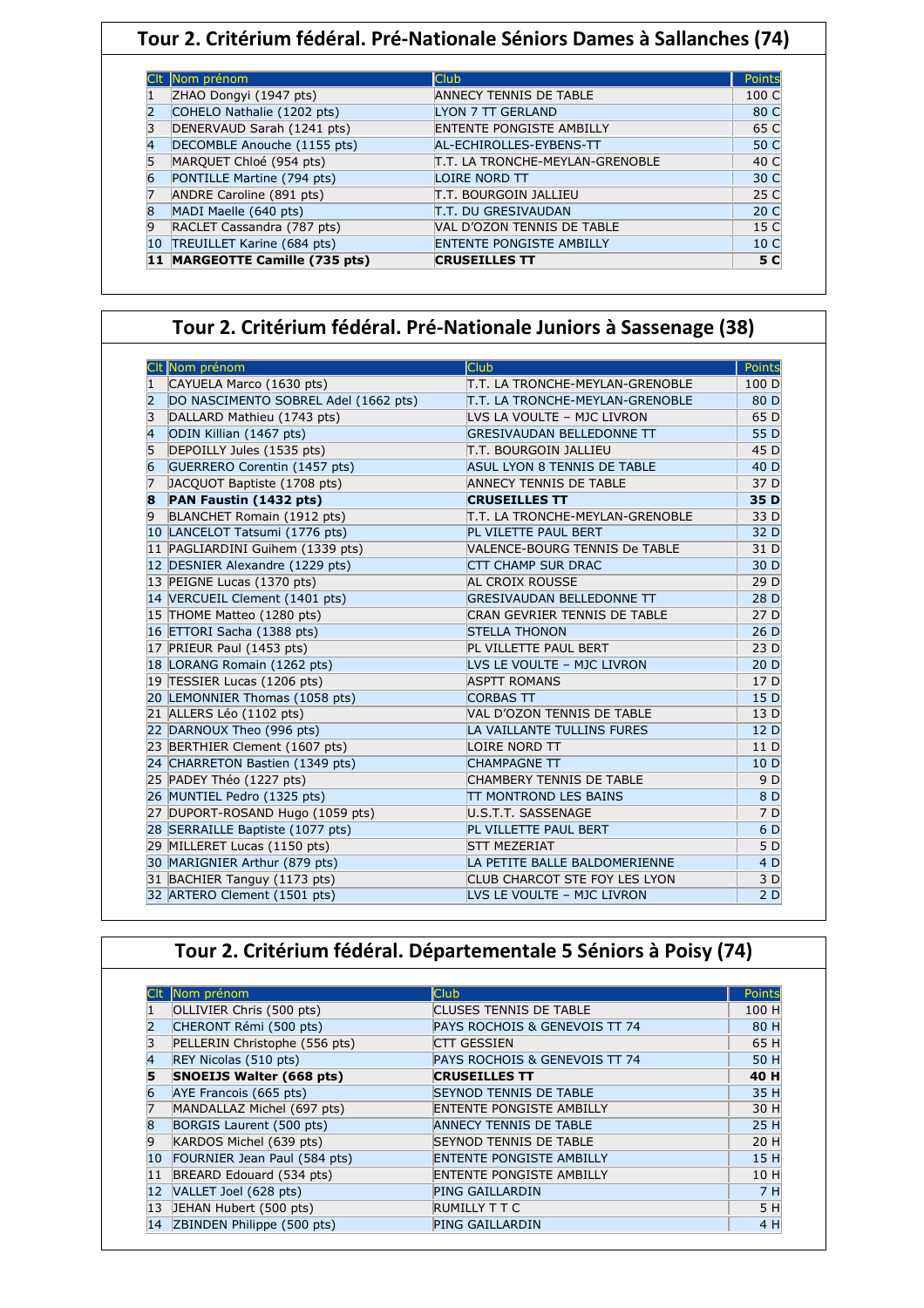## Tour 2. Critérium fédéral. Pré-Nationale Séniors Dames à Sallanches (74)

| Clt | Nom prénom | Club | Points |
|---|---|---|---|
| 1 | ZHAO Dongyi (1947 pts) | ANNECY TENNIS DE TABLE | 100 C |
| 2 | COHELO Nathalie (1202 pts) | LYON 7 TT GERLAND | 80 C |
| 3 | DENERVAUD Sarah (1241 pts) | ENTENTE PONGISTE AMBILLY | 65 C |
| 4 | DECOMBLE Anouche (1155 pts) | AL-ECHIROLLES-EYBENS-TT | 50 C |
| 5 | MARQUET Chloé (954 pts) | T.T. LA TRONCHE-MEYLAN-GRENOBLE | 40 C |
| 6 | PONTILLE Martine (794 pts) | LOIRE NORD TT | 30 C |
| 7 | ANDRE Caroline (891 pts) | T.T. BOURGOIN JALLIEU | 25 C |
| 8 | MADI Maelle (640 pts) | T.T. DU GRESIVAUDAN | 20 C |
| 9 | RACLET Cassandra (787 pts) | VAL D'OZON TENNIS DE TABLE | 15 C |
| 10 | TREUILLET Karine (684 pts) | ENTENTE PONGISTE AMBILLY | 10 C |
| **11** | **MARGEOTTE Camille (735 pts)** | **CRUSEILLES TT** | **5 C** |

## Tour 2. Critérium fédéral. Pré-Nationale Juniors à Sassenage (38)

| Clt | Nom prénom | Club | Points |
|---|---|---|---|
| 1 | CAYUELA Marco (1630 pts) | T.T. LA TRONCHE-MEYLAN-GRENOBLE | 100 D |
| 2 | DO NASCIMENTO SOBREL Adel (1662 pts) | T.T. LA TRONCHE-MEYLAN-GRENOBLE | 80 D |
| 3 | DALLARD Mathieu (1743 pts) | LVS LA VOULTE – MJC LIVRON | 65 D |
| 4 | ODIN Killian (1467 pts) | GRESIVAUDAN BELLEDONNE TT | 55 D |
| 5 | DEPOILLY Jules (1535 pts) | T.T. BOURGOIN JALLIEU | 45 D |
| 6 | GUERRERO Corentin (1457 pts) | ASUL LYON 8 TENNIS DE TABLE | 40 D |
| 7 | JACQUOT Baptiste (1708 pts) | ANNECY TENNIS DE TABLE | 37 D |
| **8** | **PAN Faustin (1432 pts)** | **CRUSEILLES TT** | **35 D** |
| 9 | BLANCHET Romain (1912 pts) | T.T. LA TRONCHE-MEYLAN-GRENOBLE | 33 D |
| 10 | LANCELOT Tatsumi (1776 pts) | PL VILETTE PAUL BERT | 32 D |
| 11 | PAGLIARDINI Guihem (1339 pts) | VALENCE-BOURG TENNIS De TABLE | 31 D |
| 12 | DESNIER Alexandre (1229 pts) | CTT CHAMP SUR DRAC | 30 D |
| 13 | PEIGNE Lucas (1370 pts) | AL CROIX ROUSSE | 29 D |
| 14 | VERCUEIL Clement (1401 pts) | GRESIVAUDAN BELLEDONNE TT | 28 D |
| 15 | THOME Matteo (1280 pts) | CRAN GEVRIER TENNIS DE TABLE | 27 D |
| 16 | ETTORI Sacha (1388 pts) | STELLA THONON | 26 D |
| 17 | PRIEUR Paul (1453 pts) | PL VILLETTE PAUL BERT | 23 D |
| 18 | LORANG Romain (1262 pts) | LVS LE VOULTE – MJC LIVRON | 20 D |
| 19 | TESSIER Lucas (1206 pts) | ASPTT ROMANS | 17 D |
| 20 | LEMONNIER Thomas (1058 pts) | CORBAS TT | 15 D |
| 21 | ALLERS Léo (1102 pts) | VAL D'OZON TENNIS DE TABLE | 13 D |
| 22 | DARNOUX Theo (996 pts) | LA VAILLANTE TULLINS FURES | 12 D |
| 23 | BERTHIER Clement (1607 pts) | LOIRE NORD TT | 11 D |
| 24 | CHARRETON Bastien (1349 pts) | CHAMPAGNE TT | 10 D |
| 25 | PADEY Théo (1227 pts) | CHAMBERY TENNIS DE TABLE | 9 D |
| 26 | MUNTIEL Pedro (1325 pts) | TT MONTROND LES BAINS | 8 D |
| 27 | DUPORT-ROSAND Hugo (1059 pts) | U.S.T.T. SASSENAGE | 7 D |
| 28 | SERRAILLE Baptiste (1077 pts) | PL VILLETTE PAUL BERT | 6 D |
| 29 | MILLERET Lucas (1150 pts) | STT MEZERIAT | 5 D |
| 30 | MARIGNIER Arthur (879 pts) | LA PETITE BALLE BALDOMERIENNE | 4 D |
| 31 | BACHIER Tanguy (1173 pts) | CLUB CHARCOT STE FOY LES LYON | 3 D |
| 32 | ARTERO Clement (1501 pts) | LVS LE VOULTE – MJC LIVRON | 2 D |

## Tour 2. Critérium fédéral. Départementale 5 Séniors à Poisy (74)

| Clt | Nom prénom | Club | Points |
|---|---|---|---|
| 1 | OLLIVIER Chris (500 pts) | CLUSES TENNIS DE TABLE | 100 H |
| 2 | CHERONT Rémi (500 pts) | PAYS ROCHOIS & GENEVOIS TT 74 | 80 H |
| 3 | PELLERIN Christophe (556 pts) | CTT GESSIEN | 65 H |
| 4 | REY Nicolas (510 pts) | PAYS ROCHOIS & GENEVOIS TT 74 | 50 H |
| **5** | **SNOEIJS Walter (668 pts)** | **CRUSEILLES TT** | **40 H** |
| 6 | AYE Francois (665 pts) | SEYNOD TENNIS DE TABLE | 35 H |
| 7 | MANDALLAZ Michel (697 pts) | ENTENTE PONGISTE AMBILLY | 30 H |
| 8 | BORGIS Laurent (500 pts) | ANNECY TENNIS DE TABLE | 25 H |
| 9 | KARDOS Michel (639 pts) | SEYNOD TENNIS DE TABLE | 20 H |
| 10 | FOURNIER Jean Paul (584 pts) | ENTENTE PONGISTE AMBILLY | 15 H |
| 11 | BREARD Edouard (534 pts) | ENTENTE PONGISTE AMBILLY | 10 H |
| 12 | VALLET Joel (628 pts) | PING GAILLARDIN | 7 H |
| 13 | JEHAN Hubert (500 pts) | RUMILLY T T C | 5 H |
| 14 | ZBINDEN Philippe (500 pts) | PING GAILLARDIN | 4 H |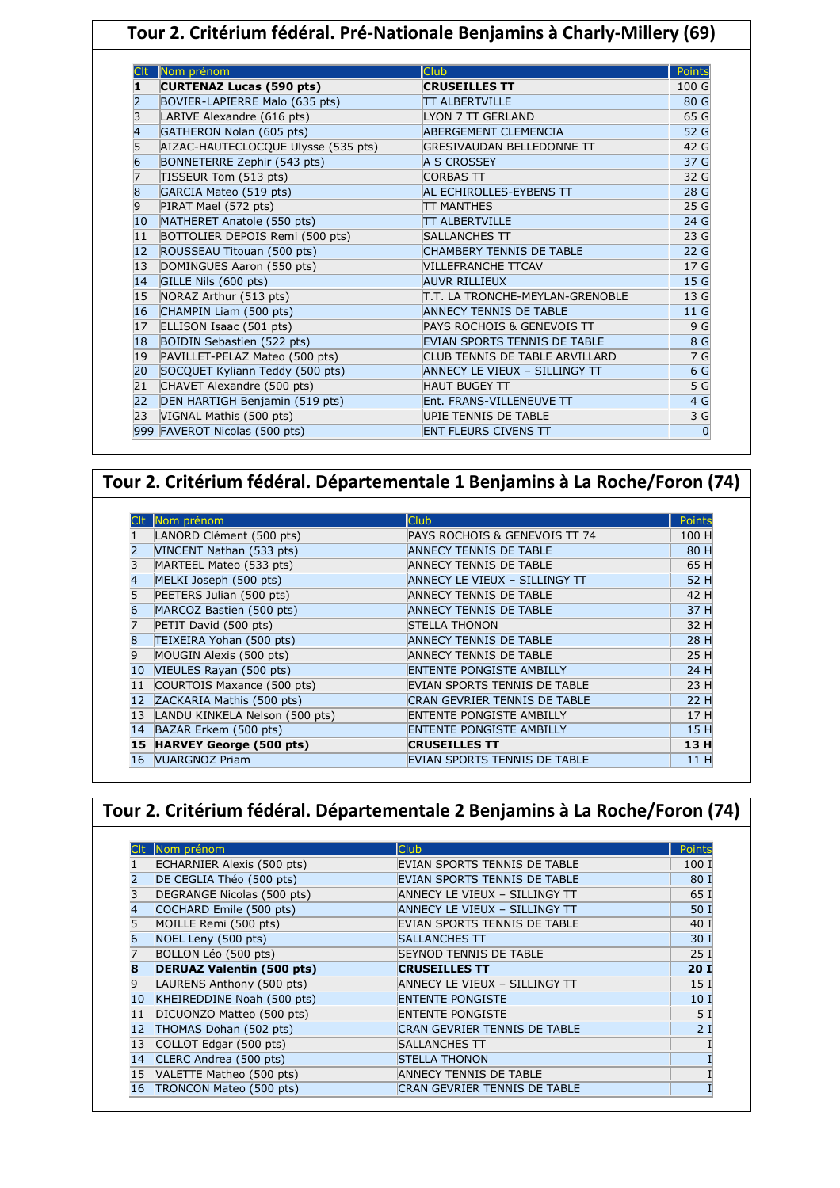## Tour 2. Critérium fédéral. Pré-Nationale Benjamins à Charly-Millery (69)

| Clt | Nom prénom | Club | Points |
|---|---|---|---|
| **1** | **CURTENAZ Lucas (590 pts)** | **CRUSEILLES TT** | 100 G |
| 2 | BOVIER-LAPIERRE Malo (635 pts) | TT ALBERTVILLE | 80 G |
| 3 | LARIVE Alexandre (616 pts) | LYON 7 TT GERLAND | 65 G |
| 4 | GATHERON Nolan (605 pts) | ABERGEMENT CLEMENCIA | 52 G |
| 5 | AIZAC-HAUTECLOCQUE Ulysse (535 pts) | GRESIVAUDAN BELLEDONNE TT | 42 G |
| 6 | BONNETERRE Zephir (543 pts) | A S CROSSEY | 37 G |
| 7 | TISSEUR Tom (513 pts) | CORBAS TT | 32 G |
| 8 | GARCIA Mateo (519 pts) | AL ECHIROLLES-EYBENS TT | 28 G |
| 9 | PIRAT Mael (572 pts) | TT MANTHES | 25 G |
| 10 | MATHERET Anatole (550 pts) | TT ALBERTVILLE | 24 G |
| 11 | BOTTOLIER DEPOIS Remi (500 pts) | SALLANCHES TT | 23 G |
| 12 | ROUSSEAU Titouan (500 pts) | CHAMBERY TENNIS DE TABLE | 22 G |
| 13 | DOMINGUES Aaron (550 pts) | VILLEFRANCHE TTCAV | 17 G |
| 14 | GILLE Nils (600 pts) | AUVR RILLIEUX | 15 G |
| 15 | NORAZ Arthur (513 pts) | T.T. LA TRONCHE-MEYLAN-GRENOBLE | 13 G |
| 16 | CHAMPIN Liam (500 pts) | ANNECY TENNIS DE TABLE | 11 G |
| 17 | ELLISON Isaac (501 pts) | PAYS ROCHOIS & GENEVOIS TT | 9 G |
| 18 | BOIDIN Sebastien (522 pts) | EVIAN SPORTS TENNIS DE TABLE | 8 G |
| 19 | PAVILLET-PELAZ Mateo (500 pts) | CLUB TENNIS DE TABLE ARVILLARD | 7 G |
| 20 | SOCQUET Kyliann Teddy (500 pts) | ANNECY LE VIEUX – SILLINGY TT | 6 G |
| 21 | CHAVET Alexandre (500 pts) | HAUT BUGEY TT | 5 G |
| 22 | DEN HARTIGH Benjamin (519 pts) | Ent. FRANS-VILLENEUVE TT | 4 G |
| 23 | VIGNAL Mathis (500 pts) | UPIE TENNIS DE TABLE | 3 G |
| 999 | FAVEROT Nicolas (500 pts) | ENT FLEURS CIVENS TT | 0 |

## Tour 2. Critérium fédéral. Départementale 1 Benjamins à La Roche/Foron (74)

| Clt | Nom prénom | Club | Points |
|---|---|---|---|
| 1 | LANORD Clément (500 pts) | PAYS ROCHOIS & GENEVOIS TT 74 | 100 H |
| 2 | VINCENT Nathan (533 pts) | ANNECY TENNIS DE TABLE | 80 H |
| 3 | MARTEEL Mateo (533 pts) | ANNECY TENNIS DE TABLE | 65 H |
| 4 | MELKI Joseph (500 pts) | ANNECY LE VIEUX – SILLINGY TT | 52 H |
| 5 | PEETERS Julian (500 pts) | ANNECY TENNIS DE TABLE | 42 H |
| 6 | MARCOZ Bastien (500 pts) | ANNECY TENNIS DE TABLE | 37 H |
| 7 | PETIT David (500 pts) | STELLA THONON | 32 H |
| 8 | TEIXEIRA Yohan (500 pts) | ANNECY TENNIS DE TABLE | 28 H |
| 9 | MOUGIN Alexis (500 pts) | ANNECY TENNIS DE TABLE | 25 H |
| 10 | VIEULES Rayan (500 pts) | ENTENTE PONGISTE AMBILLY | 24 H |
| 11 | COURTOIS Maxance (500 pts) | EVIAN SPORTS TENNIS DE TABLE | 23 H |
| 12 | ZACKARIA Mathis (500 pts) | CRAN GEVRIER TENNIS DE TABLE | 22 H |
| 13 | LANDU KINKELA Nelson (500 pts) | ENTENTE PONGISTE AMBILLY | 17 H |
| 14 | BAZAR Erkem (500 pts) | ENTENTE PONGISTE AMBILLY | 15 H |
| **15** | **HARVEY George (500 pts)** | **CRUSEILLES TT** | **13 H** |
| 16 | VUARGNOZ Priam | EVIAN SPORTS TENNIS DE TABLE | 11 H |

## Tour 2. Critérium fédéral. Départementale 2 Benjamins à La Roche/Foron (74)

| Clt | Nom prénom | Club | Points |
|---|---|---|---|
| 1 | ECHARNIER Alexis (500 pts) | EVIAN SPORTS TENNIS DE TABLE | 100 I |
| 2 | DE CEGLIA Théo (500 pts) | EVIAN SPORTS TENNIS DE TABLE | 80 I |
| 3 | DEGRANGE Nicolas (500 pts) | ANNECY LE VIEUX – SILLINGY TT | 65 I |
| 4 | COCHARD Emile (500 pts) | ANNECY LE VIEUX – SILLINGY TT | 50 I |
| 5 | MOILLE Remi (500 pts) | EVIAN SPORTS TENNIS DE TABLE | 40 I |
| 6 | NOEL Leny (500 pts) | SALLANCHES TT | 30 I |
| 7 | BOLLON Léo (500 pts) | SEYNOD TENNIS DE TABLE | 25 I |
| **8** | **DERUAZ Valentin (500 pts)** | **CRUSEILLES TT** | **20 I** |
| 9 | LAURENS Anthony (500 pts) | ANNECY LE VIEUX – SILLINGY TT | 15 I |
| 10 | KHEIREDDINE Noah (500 pts) | ENTENTE PONGISTE | 10 I |
| 11 | DICUONZO Matteo (500 pts) | ENTENTE PONGISTE | 5 I |
| 12 | THOMAS Dohan (502 pts) | CRAN GEVRIER TENNIS DE TABLE | 2 I |
| 13 | COLLOT Edgar (500 pts) | SALLANCHES TT | I |
| 14 | CLERC Andrea (500 pts) | STELLA THONON | I |
| 15 | VALETTE Matheo (500 pts) | ANNECY TENNIS DE TABLE | I |
| 16 | TRONCON Mateo (500 pts) | CRAN GEVRIER TENNIS DE TABLE | I |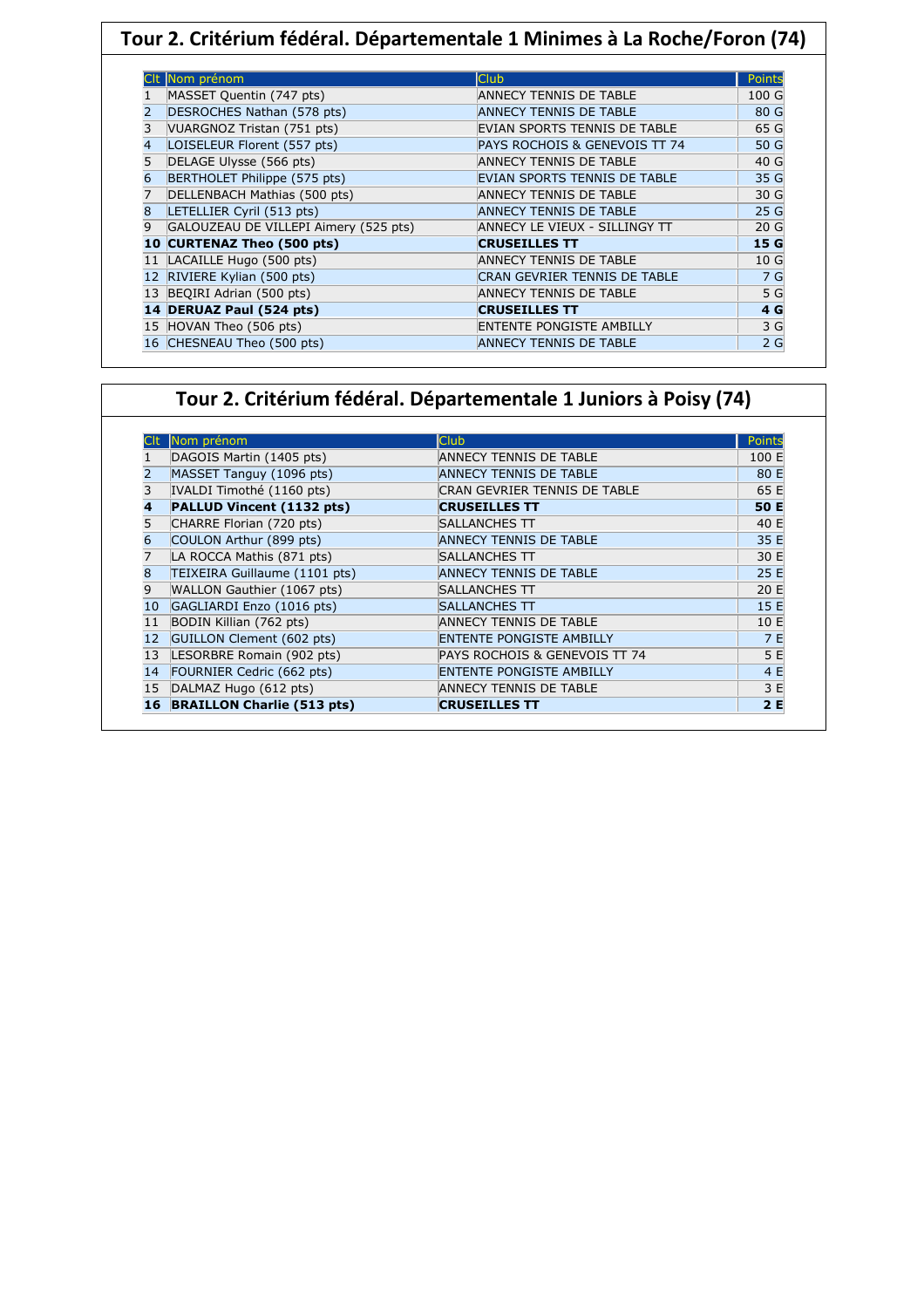## Tour 2. Critérium fédéral. Départementale 1 Minimes à La Roche/Foron (74)

| Clt | Nom prénom | Club | Points |
|---|---|---|---|
| 1 | MASSET Quentin (747 pts) | ANNECY TENNIS DE TABLE | 100 G |
| 2 | DESROCHES Nathan (578 pts) | ANNECY TENNIS DE TABLE | 80 G |
| 3 | VUARGNOZ Tristan (751 pts) | EVIAN SPORTS TENNIS DE TABLE | 65 G |
| 4 | LOISELEUR Florent (557 pts) | PAYS ROCHOIS & GENEVOIS TT 74 | 50 G |
| 5 | DELAGE Ulysse (566 pts) | ANNECY TENNIS DE TABLE | 40 G |
| 6 | BERTHOLET Philippe (575 pts) | EVIAN SPORTS TENNIS DE TABLE | 35 G |
| 7 | DELLENBACH Mathias (500 pts) | ANNECY TENNIS DE TABLE | 30 G |
| 8 | LETELLIER Cyril (513 pts) | ANNECY TENNIS DE TABLE | 25 G |
| 9 | GALOUZEAU DE VILLEPI Aimery (525 pts) | ANNECY LE VIEUX - SILLINGY TT | 20 G |
| **10** | **CURTENAZ Theo (500 pts)** | **CRUSEILLES TT** | **15 G** |
| 11 | LACAILLE Hugo (500 pts) | ANNECY TENNIS DE TABLE | 10 G |
| 12 | RIVIERE Kylian (500 pts) | CRAN GEVRIER TENNIS DE TABLE | 7 G |
| 13 | BEQIRI Adrian (500 pts) | ANNECY TENNIS DE TABLE | 5 G |
| **14** | **DERUAZ Paul (524 pts)** | **CRUSEILLES TT** | **4 G** |
| 15 | HOVAN Theo (506 pts) | ENTENTE PONGISTE AMBILLY | 3 G |
| 16 | CHESNEAU Theo (500 pts) | ANNECY TENNIS DE TABLE | 2 G |

## Tour 2. Critérium fédéral. Départementale 1 Juniors à Poisy (74)

| Clt | Nom prénom | Club | Points |
|---|---|---|---|
| 1 | DAGOIS Martin (1405 pts) | ANNECY TENNIS DE TABLE | 100 E |
| 2 | MASSET Tanguy (1096 pts) | ANNECY TENNIS DE TABLE | 80 E |
| 3 | IVALDI Timothé (1160 pts) | CRAN GEVRIER TENNIS DE TABLE | 65 E |
| **4** | **PALLUD Vincent (1132 pts)** | **CRUSEILLES TT** | **50 E** |
| 5 | CHARRE Florian (720 pts) | SALLANCHES TT | 40 E |
| 6 | COULON Arthur (899 pts) | ANNECY TENNIS DE TABLE | 35 E |
| 7 | LA ROCCA Mathis (871 pts) | SALLANCHES TT | 30 E |
| 8 | TEIXEIRA Guillaume (1101 pts) | ANNECY TENNIS DE TABLE | 25 E |
| 9 | WALLON Gauthier (1067 pts) | SALLANCHES TT | 20 E |
| 10 | GAGLIARDI Enzo (1016 pts) | SALLANCHES TT | 15 E |
| 11 | BODIN Killian (762 pts) | ANNECY TENNIS DE TABLE | 10 E |
| 12 | GUILLON Clement (602 pts) | ENTENTE PONGISTE AMBILLY | 7 E |
| 13 | LESORBRE Romain (902 pts) | PAYS ROCHOIS & GENEVOIS TT 74 | 5 E |
| 14 | FOURNIER Cedric (662 pts) | ENTENTE PONGISTE AMBILLY | 4 E |
| 15 | DALMAZ Hugo (612 pts) | ANNECY TENNIS DE TABLE | 3 E |
| **16** | **BRAILLON Charlie (513 pts)** | **CRUSEILLES TT** | **2 E** |